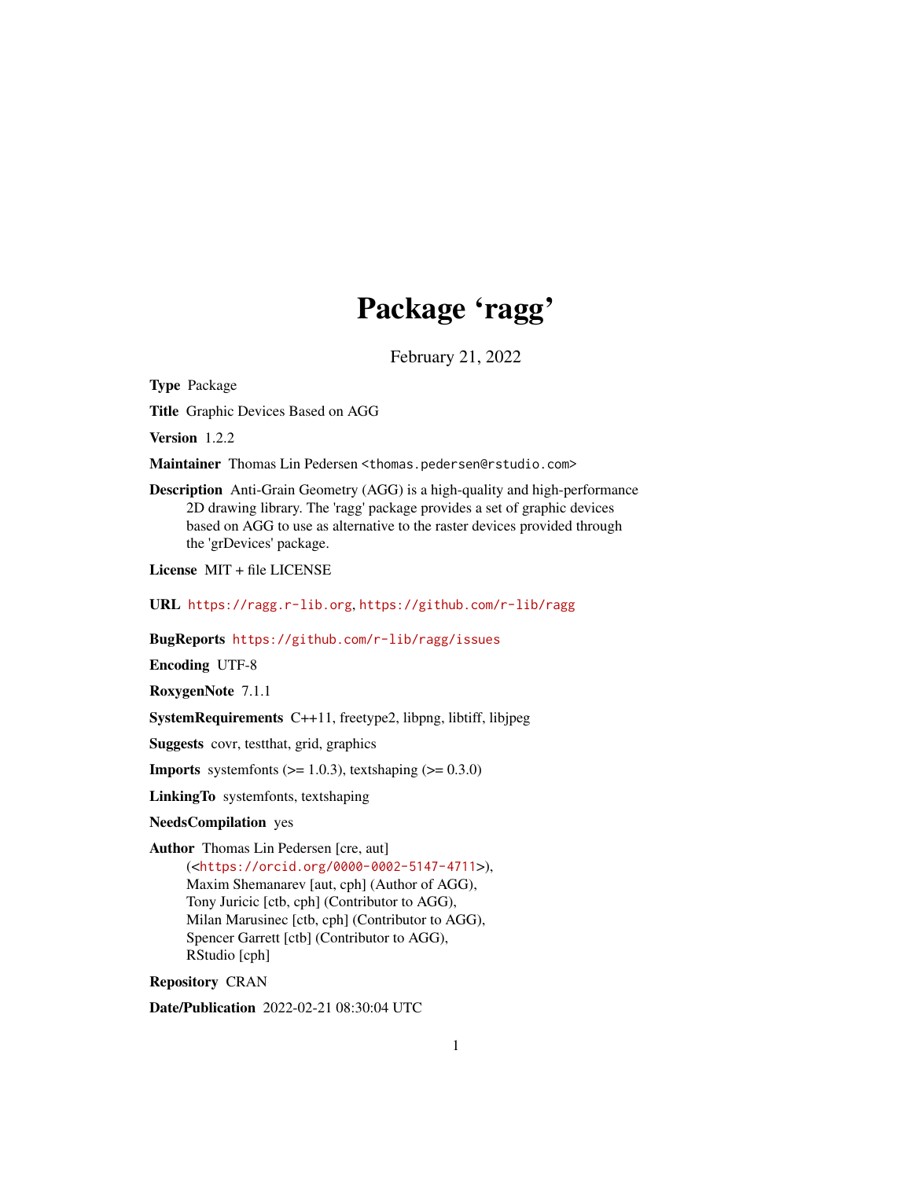# Package 'ragg'

February 21, 2022

**Type** Package

**Title** Graphic Devices Based on AGG

**Version** 1.2.2

**Maintainer** Thomas Lin Pedersen <thomas.pedersen@rstudio.com>

**Description** Anti-Grain Geometry (AGG) is a high-quality and high-performance 2D drawing library. The 'ragg' package provides a set of graphic devices based on AGG to use as alternative to the raster devices provided through the 'grDevices' package.

**License** MIT + file LICENSE

**URL** https://ragg.r-lib.org, https://github.com/r-lib/ragg

**BugReports** https://github.com/r-lib/ragg/issues

**Encoding** UTF-8

**RoxygenNote** 7.1.1

**SystemRequirements** C++11, freetype2, libpng, libtiff, libjpeg

**Suggests** covr, testthat, grid, graphics

**Imports** systemfonts (>= 1.0.3), textshaping (>= 0.3.0)

**LinkingTo** systemfonts, textshaping

**NeedsCompilation** yes

**Author** Thomas Lin Pedersen [cre, aut] (<https://orcid.org/0000-0002-5147-4711>), Maxim Shemanarev [aut, cph] (Author of AGG), Tony Juricic [ctb, cph] (Contributor to AGG), Milan Marusinec [ctb, cph] (Contributor to AGG), Spencer Garrett [ctb] (Contributor to AGG), RStudio [cph]

**Repository** CRAN

**Date/Publication** 2022-02-21 08:30:04 UTC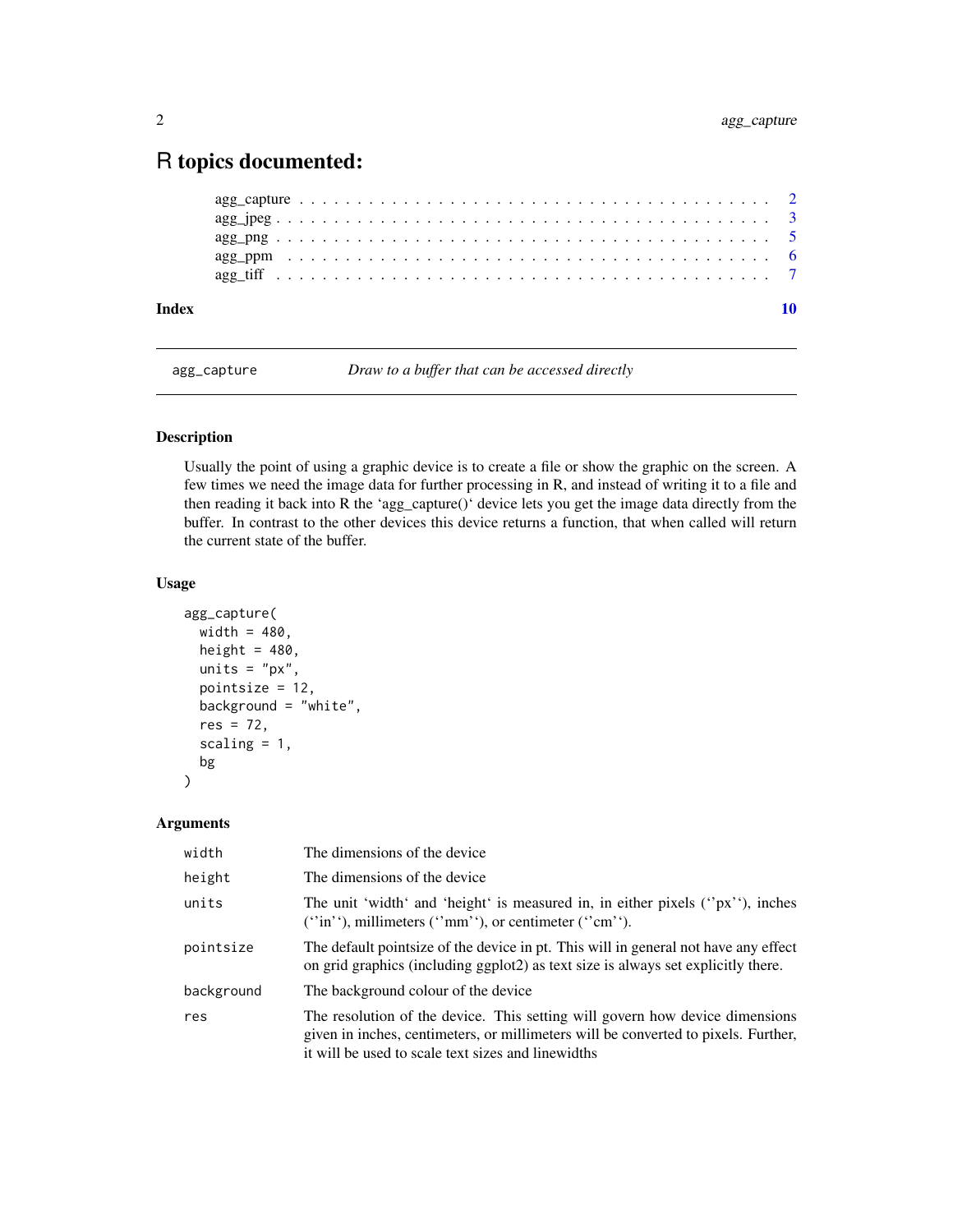# R topics documented:

agg_capture . . . . . . . . . . . . . . . . . . . . . . . . . . . . . . . . . . . . . . 2
agg_jpeg . . . . . . . . . . . . . . . . . . . . . . . . . . . . . . . . . . . . . . . 3
agg_png . . . . . . . . . . . . . . . . . . . . . . . . . . . . . . . . . . . . . . . 5
agg_ppm . . . . . . . . . . . . . . . . . . . . . . . . . . . . . . . . . . . . . . . 6
agg_tiff . . . . . . . . . . . . . . . . . . . . . . . . . . . . . . . . . . . . . . . 7

**Index** **10**

---

`agg_capture` *Draw to a buffer that can be accessed directly*

---

### Description

Usually the point of using a graphic device is to create a file or show the graphic on the screen. A few times we need the image data for further processing in R, and instead of writing it to a file and then reading it back into R the 'agg_capture()' device lets you get the image data directly from the buffer. In contrast to the other devices this device returns a function, that when called will return the current state of the buffer.

### Usage

```
agg_capture(
  width = 480,
  height = 480,
  units = "px",
  pointsize = 12,
  background = "white",
  res = 72,
  scaling = 1,
  bg
)
```

### Arguments

| | |
|---|---|
| `width` | The dimensions of the device |
| `height` | The dimensions of the device |
| `units` | The unit 'width' and 'height' is measured in, in either pixels (''px''), inches (''in''), millimeters (''mm''), or centimeter (''cm''). |
| `pointsize` | The default pointsize of the device in pt. This will in general not have any effect on grid graphics (including ggplot2) as text size is always set explicitly there. |
| `background` | The background colour of the device |
| `res` | The resolution of the device. This setting will govern how device dimensions given in inches, centimeters, or millimeters will be converted to pixels. Further, it will be used to scale text sizes and linewidths |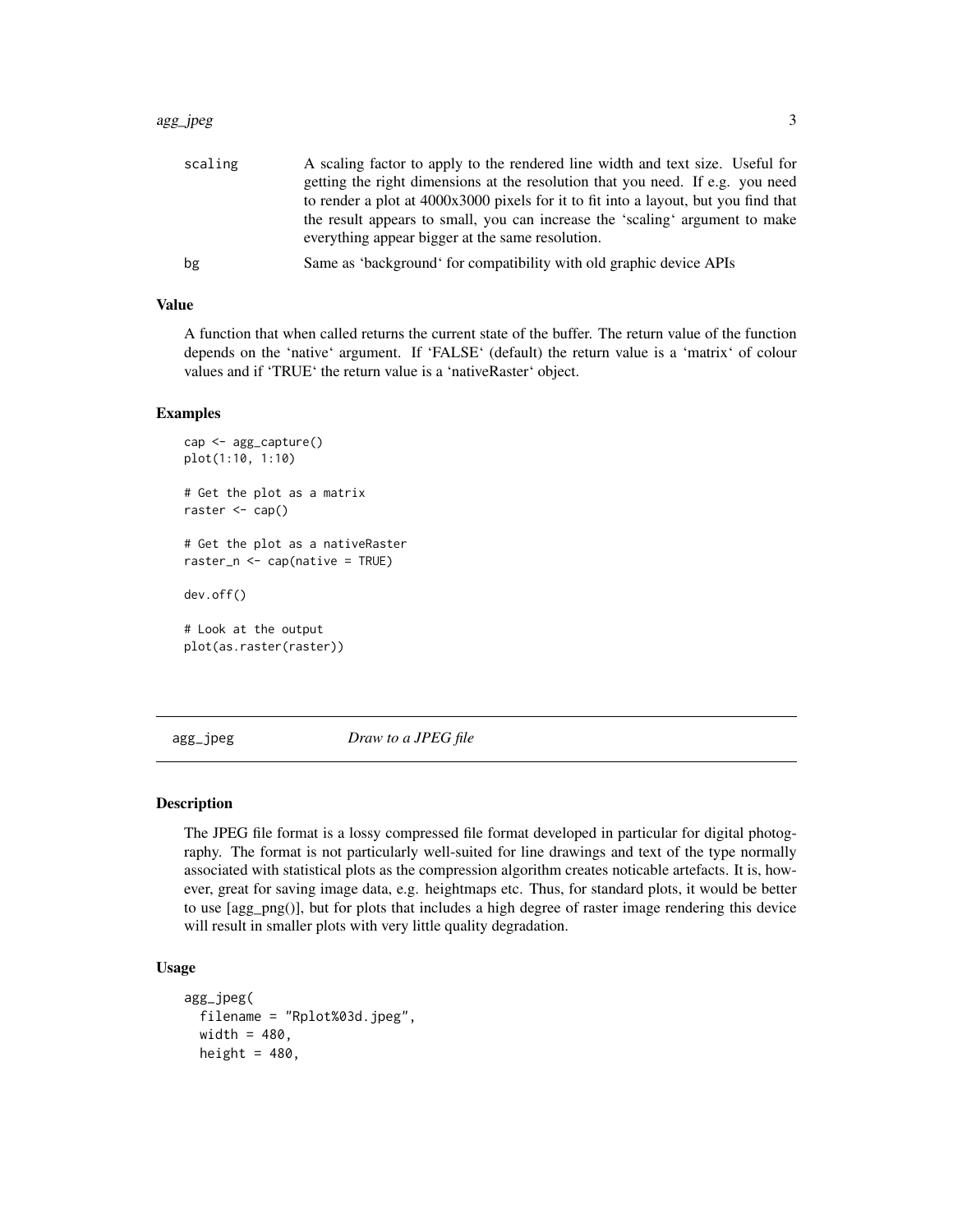| | |
|---|---|
| `scaling` | A scaling factor to apply to the rendered line width and text size. Useful for getting the right dimensions at the resolution that you need. If e.g. you need to render a plot at 4000x3000 pixels for it to fit into a layout, but you find that the result appears to small, you can increase the 'scaling' argument to make everything appear bigger at the same resolution. |
| `bg` | Same as 'background' for compatibility with old graphic device APIs |

### Value

A function that when called returns the current state of the buffer. The return value of the function depends on the 'native' argument. If 'FALSE' (default) the return value is a 'matrix' of colour values and if 'TRUE' the return value is a 'nativeRaster' object.

### Examples

```
cap <- agg_capture()
plot(1:10, 1:10)

# Get the plot as a matrix
raster <- cap()

# Get the plot as a nativeRaster
raster_n <- cap(native = TRUE)

dev.off()

# Look at the output
plot(as.raster(raster))
```

---

## agg_jpeg    *Draw to a JPEG file*

---

### Description

The JPEG file format is a lossy compressed file format developed in particular for digital photography. The format is not particularly well-suited for line drawings and text of the type normally associated with statistical plots as the compression algorithm creates noticable artefacts. It is, however, great for saving image data, e.g. heightmaps etc. Thus, for standard plots, it would be better to use [agg_png()], but for plots that includes a high degree of raster image rendering this device will result in smaller plots with very little quality degradation.

### Usage

```
agg_jpeg(
  filename = "Rplot%03d.jpeg",
  width = 480,
  height = 480,
```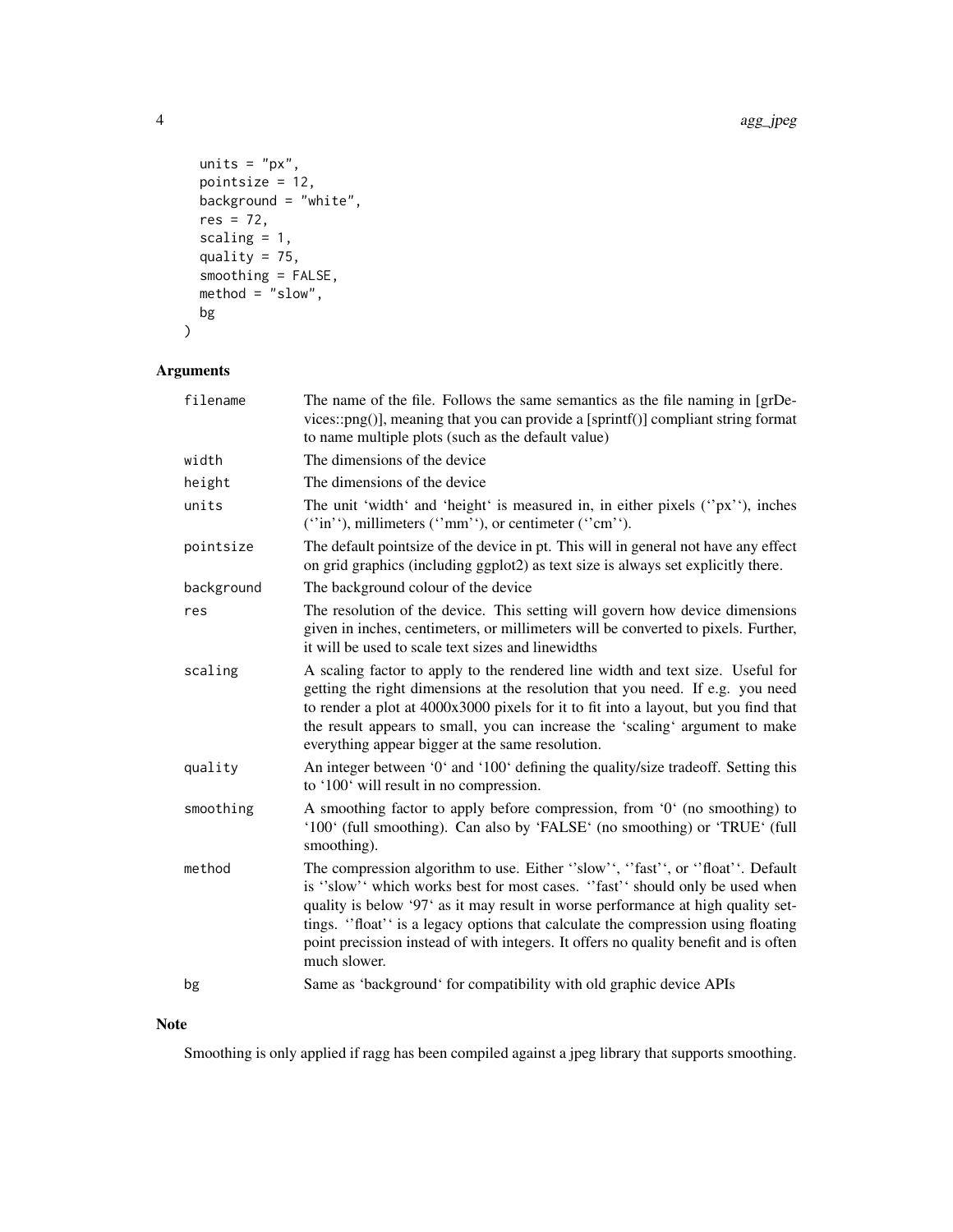```
  units = "px",
  pointsize = 12,
  background = "white",
  res = 72,
  scaling = 1,
  quality = 75,
  smoothing = FALSE,
  method = "slow",
  bg
)
```

## Arguments

| | |
|---|---|
| filename | The name of the file. Follows the same semantics as the file naming in [grDevices::png()], meaning that you can provide a [sprintf()] compliant string format to name multiple plots (such as the default value) |
| width | The dimensions of the device |
| height | The dimensions of the device |
| units | The unit 'width' and 'height' is measured in, in either pixels (''px''), inches (''in''), millimeters (''mm''), or centimeter (''cm''). |
| pointsize | The default pointsize of the device in pt. This will in general not have any effect on grid graphics (including ggplot2) as text size is always set explicitly there. |
| background | The background colour of the device |
| res | The resolution of the device. This setting will govern how device dimensions given in inches, centimeters, or millimeters will be converted to pixels. Further, it will be used to scale text sizes and linewidths |
| scaling | A scaling factor to apply to the rendered line width and text size. Useful for getting the right dimensions at the resolution that you need. If e.g. you need to render a plot at 4000x3000 pixels for it to fit into a layout, but you find that the result appears to small, you can increase the 'scaling' argument to make everything appear bigger at the same resolution. |
| quality | An integer between '0' and '100' defining the quality/size tradeoff. Setting this to '100' will result in no compression. |
| smoothing | A smoothing factor to apply before compression, from '0' (no smoothing) to '100' (full smoothing). Can also by 'FALSE' (no smoothing) or 'TRUE' (full smoothing). |
| method | The compression algorithm to use. Either ''slow'', ''fast'', or ''float''. Default is ''slow'' which works best for most cases. ''fast'' should only be used when quality is below '97' as it may result in worse performance at high quality settings. ''float'' is a legacy options that calculate the compression using floating point precission instead of with integers. It offers no quality benefit and is often much slower. |
| bg | Same as 'background' for compatibility with old graphic device APIs |

## Note

Smoothing is only applied if ragg has been compiled against a jpeg library that supports smoothing.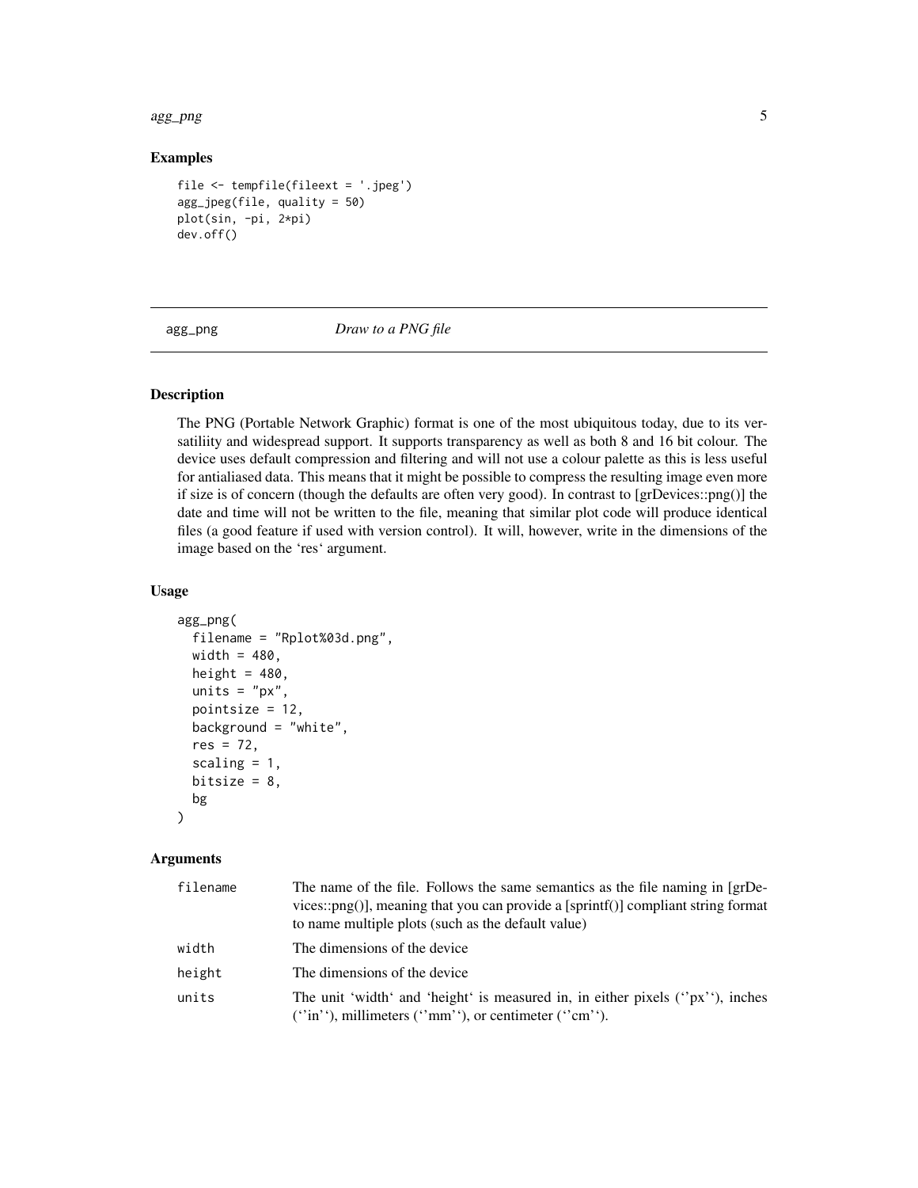## Examples

```
file <- tempfile(fileext = '.jpeg')
agg_jpeg(file, quality = 50)
plot(sin, -pi, 2*pi)
dev.off()
```

---

# agg_png *Draw to a PNG file*

---

### Description

The PNG (Portable Network Graphic) format is one of the most ubiquitous today, due to its versatiliity and widespread support. It supports transparency as well as both 8 and 16 bit colour. The device uses default compression and filtering and will not use a colour palette as this is less useful for antialiased data. This means that it might be possible to compress the resulting image even more if size is of concern (though the defaults are often very good). In contrast to [grDevices::png()] the date and time will not be written to the file, meaning that similar plot code will produce identical files (a good feature if used with version control). It will, however, write in the dimensions of the image based on the 'res' argument.

### Usage

```
agg_png(
  filename = "Rplot%03d.png",
  width = 480,
  height = 480,
  units = "px",
  pointsize = 12,
  background = "white",
  res = 72,
  scaling = 1,
  bitsize = 8,
  bg
)
```

### Arguments

| | |
|---|---|
| filename | The name of the file. Follows the same semantics as the file naming in [grDevices::png()], meaning that you can provide a [sprintf()] compliant string format to name multiple plots (such as the default value) |
| width | The dimensions of the device |
| height | The dimensions of the device |
| units | The unit 'width' and 'height' is measured in, in either pixels (''px''), inches (''in''), millimeters (''mm''), or centimeter (''cm''). |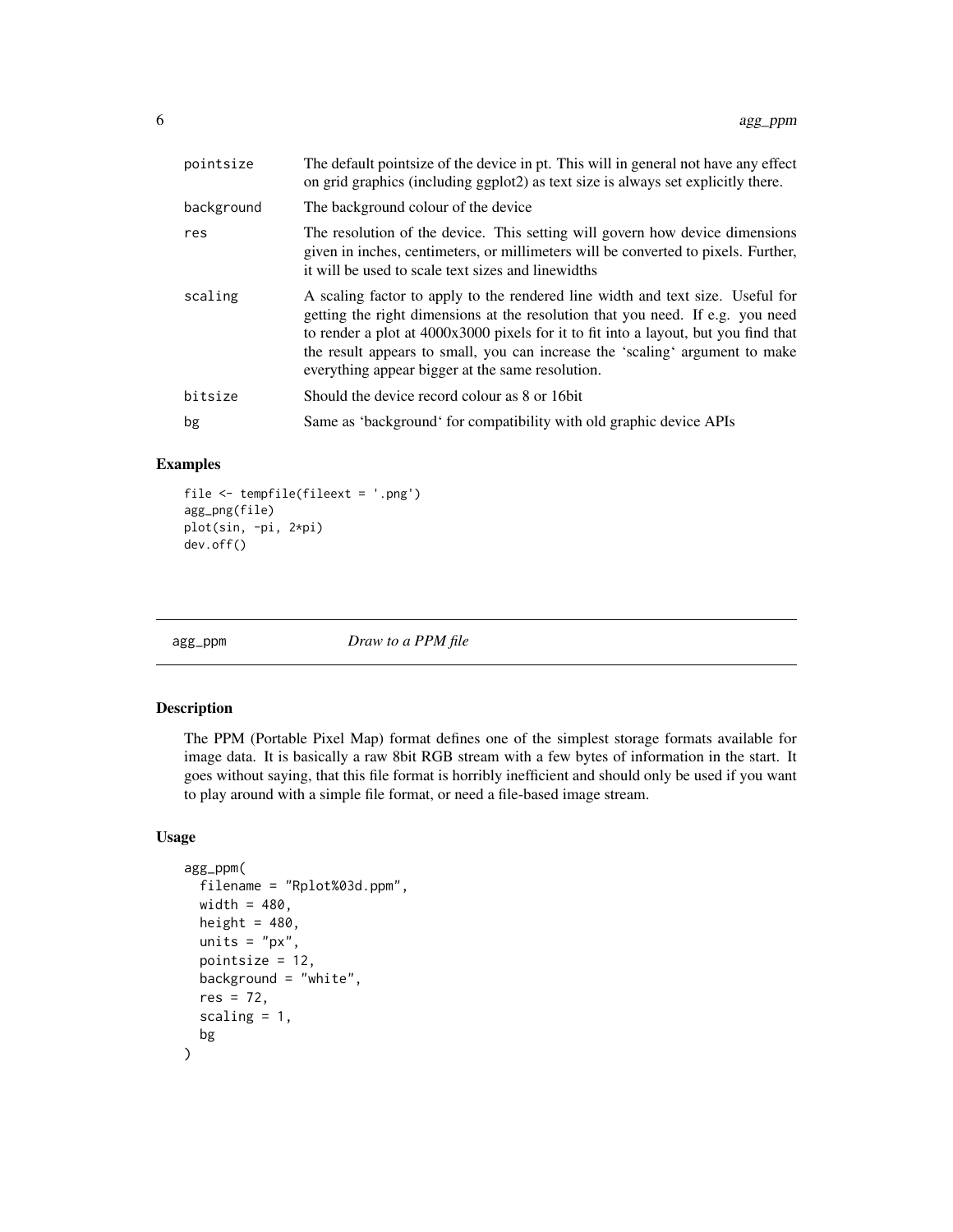| | |
|---|---|
| pointsize | The default pointsize of the device in pt. This will in general not have any effect on grid graphics (including ggplot2) as text size is always set explicitly there. |
| background | The background colour of the device |
| res | The resolution of the device. This setting will govern how device dimensions given in inches, centimeters, or millimeters will be converted to pixels. Further, it will be used to scale text sizes and linewidths |
| scaling | A scaling factor to apply to the rendered line width and text size. Useful for getting the right dimensions at the resolution that you need. If e.g. you need to render a plot at 4000x3000 pixels for it to fit into a layout, but you find that the result appears to small, you can increase the 'scaling' argument to make everything appear bigger at the same resolution. |
| bitsize | Should the device record colour as 8 or 16bit |
| bg | Same as 'background' for compatibility with old graphic device APIs |

### Examples

```
file <- tempfile(fileext = '.png')
agg_png(file)
plot(sin, -pi, 2*pi)
dev.off()
```

## agg_ppm *Draw to a PPM file*

### Description

The PPM (Portable Pixel Map) format defines one of the simplest storage formats available for image data. It is basically a raw 8bit RGB stream with a few bytes of information in the start. It goes without saying, that this file format is horribly inefficient and should only be used if you want to play around with a simple file format, or need a file-based image stream.

### Usage

```
agg_ppm(
  filename = "Rplot%03d.ppm",
  width = 480,
  height = 480,
  units = "px",
  pointsize = 12,
  background = "white",
  res = 72,
  scaling = 1,
  bg
)
```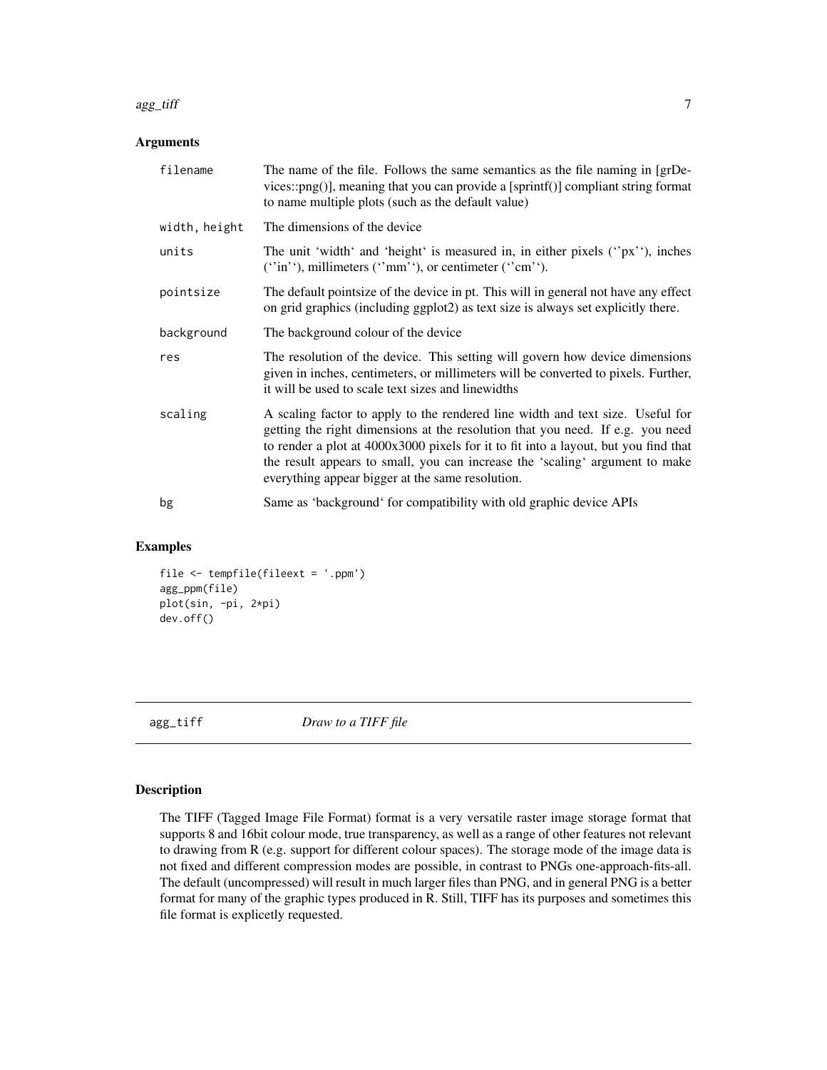### Arguments

| | |
|---|---|
| filename | The name of the file. Follows the same semantics as the file naming in [grDevices::png()], meaning that you can provide a [sprintf()] compliant string format to name multiple plots (such as the default value) |
| width, height | The dimensions of the device |
| units | The unit 'width' and 'height' is measured in, in either pixels (''px''), inches (''in''), millimeters (''mm''), or centimeter (''cm''). |
| pointsize | The default pointsize of the device in pt. This will in general not have any effect on grid graphics (including ggplot2) as text size is always set explicitly there. |
| background | The background colour of the device |
| res | The resolution of the device. This setting will govern how device dimensions given in inches, centimeters, or millimeters will be converted to pixels. Further, it will be used to scale text sizes and linewidths |
| scaling | A scaling factor to apply to the rendered line width and text size. Useful for getting the right dimensions at the resolution that you need. If e.g. you need to render a plot at 4000x3000 pixels for it to fit into a layout, but you find that the result appears to small, you can increase the 'scaling' argument to make everything appear bigger at the same resolution. |
| bg | Same as 'background' for compatibility with old graphic device APIs |

### Examples

```
file <- tempfile(fileext = '.ppm')
agg_ppm(file)
plot(sin, -pi, 2*pi)
dev.off()
```

---

## agg_tiff *Draw to a TIFF file*

---

### Description

The TIFF (Tagged Image File Format) format is a very versatile raster image storage format that supports 8 and 16bit colour mode, true transparency, as well as a range of other features not relevant to drawing from R (e.g. support for different colour spaces). The storage mode of the image data is not fixed and different compression modes are possible, in contrast to PNGs one-approach-fits-all. The default (uncompressed) will result in much larger files than PNG, and in general PNG is a better format for many of the graphic types produced in R. Still, TIFF has its purposes and sometimes this file format is explicetly requested.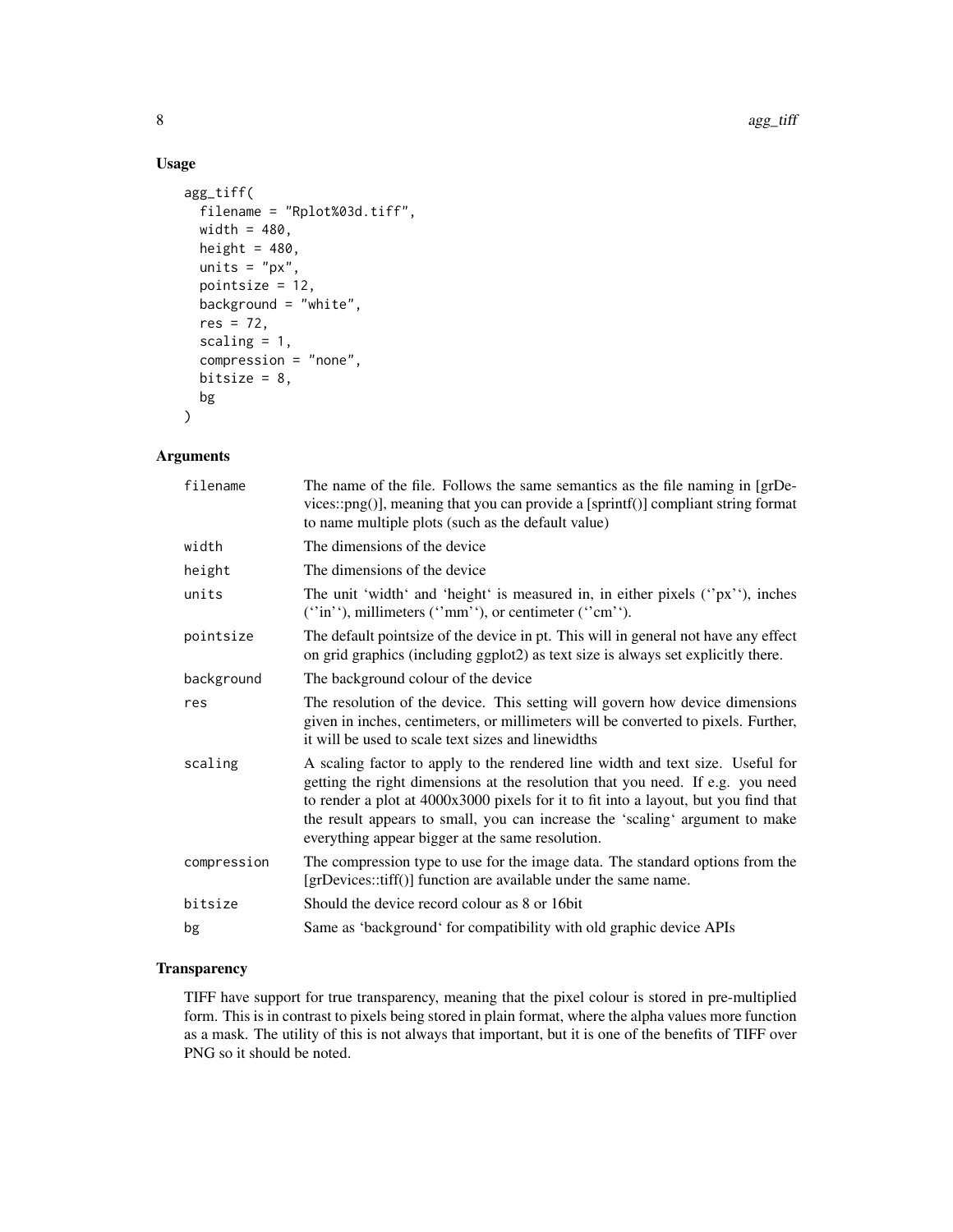## Usage

```
agg_tiff(
  filename = "Rplot%03d.tiff",
  width = 480,
  height = 480,
  units = "px",
  pointsize = 12,
  background = "white",
  res = 72,
  scaling = 1,
  compression = "none",
  bitsize = 8,
  bg
)
```

## Arguments

| | |
|---|---|
| filename | The name of the file. Follows the same semantics as the file naming in [grDevices::png()], meaning that you can provide a [sprintf()] compliant string format to name multiple plots (such as the default value) |
| width | The dimensions of the device |
| height | The dimensions of the device |
| units | The unit 'width' and 'height' is measured in, in either pixels (''px''), inches (''in''), millimeters (''mm''), or centimeter (''cm''). |
| pointsize | The default pointsize of the device in pt. This will in general not have any effect on grid graphics (including ggplot2) as text size is always set explicitly there. |
| background | The background colour of the device |
| res | The resolution of the device. This setting will govern how device dimensions given in inches, centimeters, or millimeters will be converted to pixels. Further, it will be used to scale text sizes and linewidths |
| scaling | A scaling factor to apply to the rendered line width and text size. Useful for getting the right dimensions at the resolution that you need. If e.g. you need to render a plot at 4000x3000 pixels for it to fit into a layout, but you find that the result appears to small, you can increase the 'scaling' argument to make everything appear bigger at the same resolution. |
| compression | The compression type to use for the image data. The standard options from the [grDevices::tiff()] function are available under the same name. |
| bitsize | Should the device record colour as 8 or 16bit |
| bg | Same as 'background' for compatibility with old graphic device APIs |

## Transparency

TIFF have support for true transparency, meaning that the pixel colour is stored in pre-multiplied form. This is in contrast to pixels being stored in plain format, where the alpha values more function as a mask. The utility of this is not always that important, but it is one of the benefits of TIFF over PNG so it should be noted.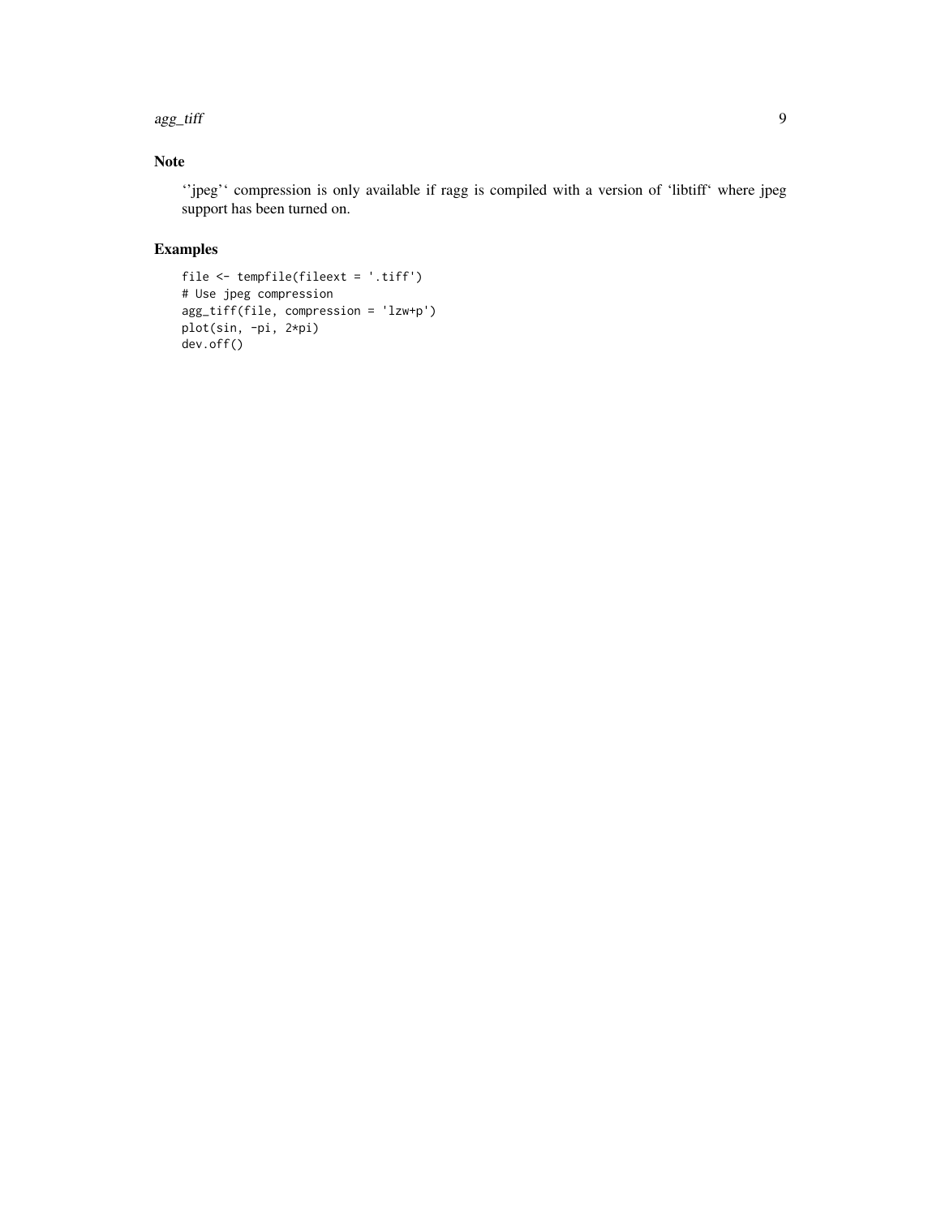## Note

‘'jpeg'‘ compression is only available if ragg is compiled with a version of ‘libtiff‘ where jpeg support has been turned on.

## Examples

```
file <- tempfile(fileext = '.tiff')
# Use jpeg compression
agg_tiff(file, compression = 'lzw+p')
plot(sin, -pi, 2*pi)
dev.off()
```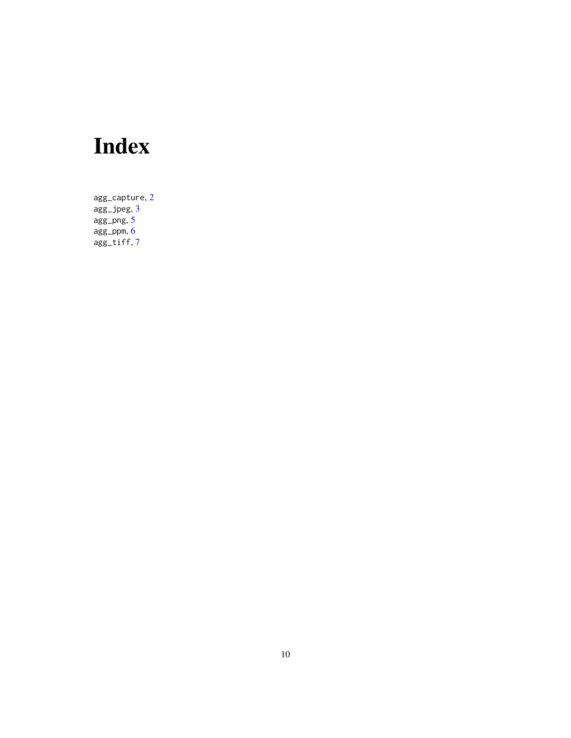# Index

agg_capture, 2
agg_jpeg, 3
agg_png, 5
agg_ppm, 6
agg_tiff, 7